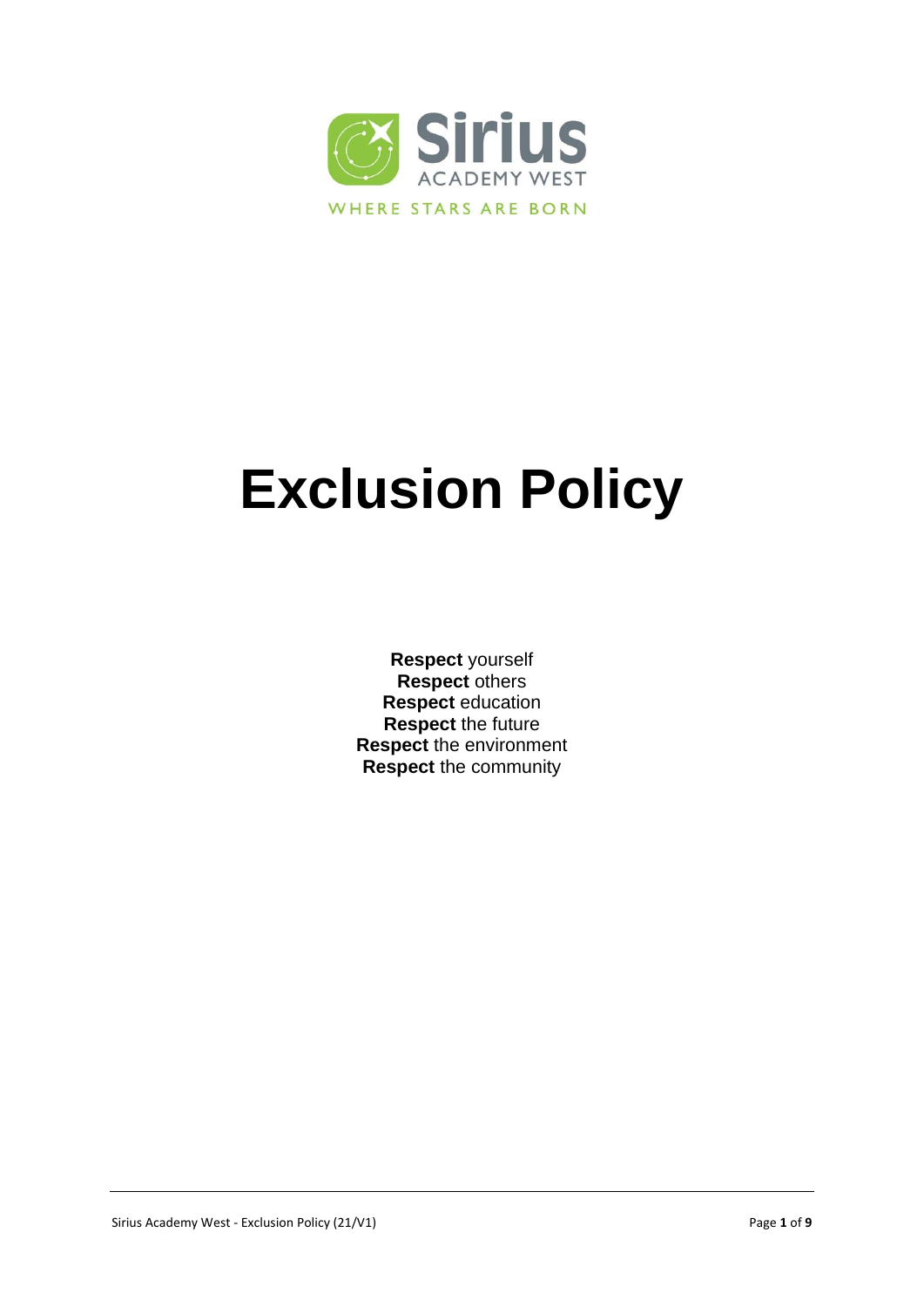Sirius

ACADEMY WEST

WHERE STARS ARE BORN

# Exclusion Policy

**Respect** yourself
**Respect** others
**Respect** education
**Respect** the future
**Respect** the environment
**Respect** the community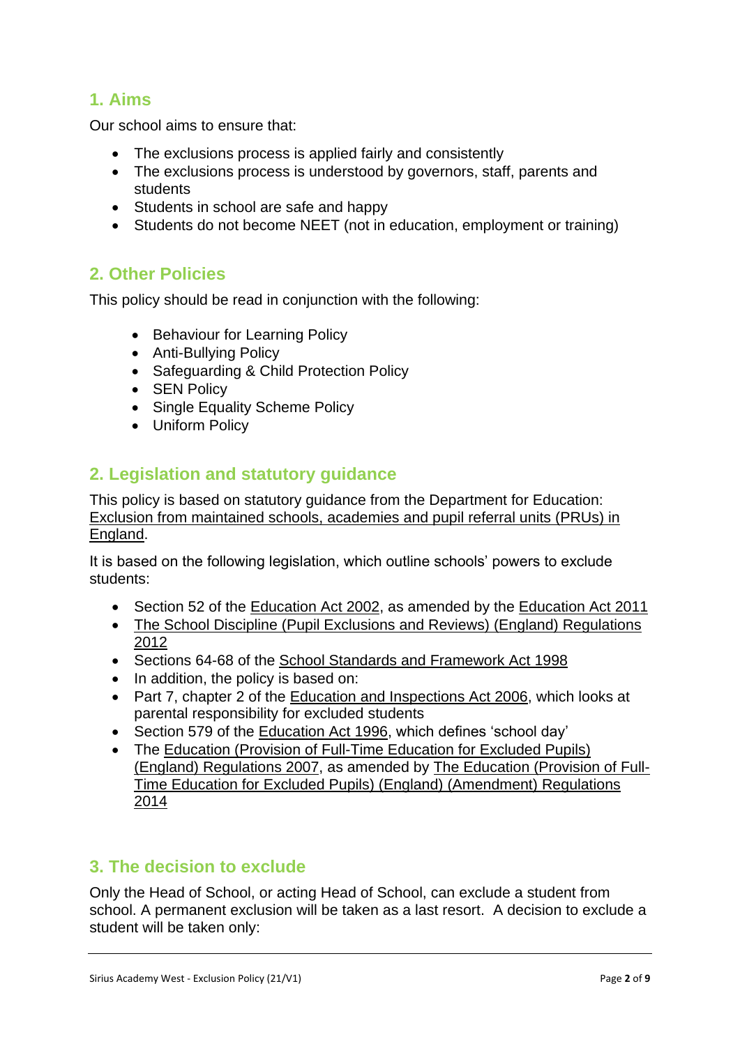## 1. Aims

Our school aims to ensure that:

- The exclusions process is applied fairly and consistently
- The exclusions process is understood by governors, staff, parents and students
- Students in school are safe and happy
- Students do not become NEET (not in education, employment or training)

## 2. Other Policies

This policy should be read in conjunction with the following:

- Behaviour for Learning Policy
- Anti-Bullying Policy
- Safeguarding & Child Protection Policy
- SEN Policy
- Single Equality Scheme Policy
- Uniform Policy

## 2. Legislation and statutory guidance

This policy is based on statutory guidance from the Department for Education: Exclusion from maintained schools, academies and pupil referral units (PRUs) in England.

It is based on the following legislation, which outline schools' powers to exclude students:

- Section 52 of the Education Act 2002, as amended by the Education Act 2011
- The School Discipline (Pupil Exclusions and Reviews) (England) Regulations 2012
- Sections 64-68 of the School Standards and Framework Act 1998
- In addition, the policy is based on:
- Part 7, chapter 2 of the Education and Inspections Act 2006, which looks at parental responsibility for excluded students
- Section 579 of the Education Act 1996, which defines 'school day'
- The Education (Provision of Full-Time Education for Excluded Pupils) (England) Regulations 2007, as amended by The Education (Provision of Full-Time Education for Excluded Pupils) (England) (Amendment) Regulations 2014

## 3. The decision to exclude

Only the Head of School, or acting Head of School, can exclude a student from school. A permanent exclusion will be taken as a last resort. A decision to exclude a student will be taken only: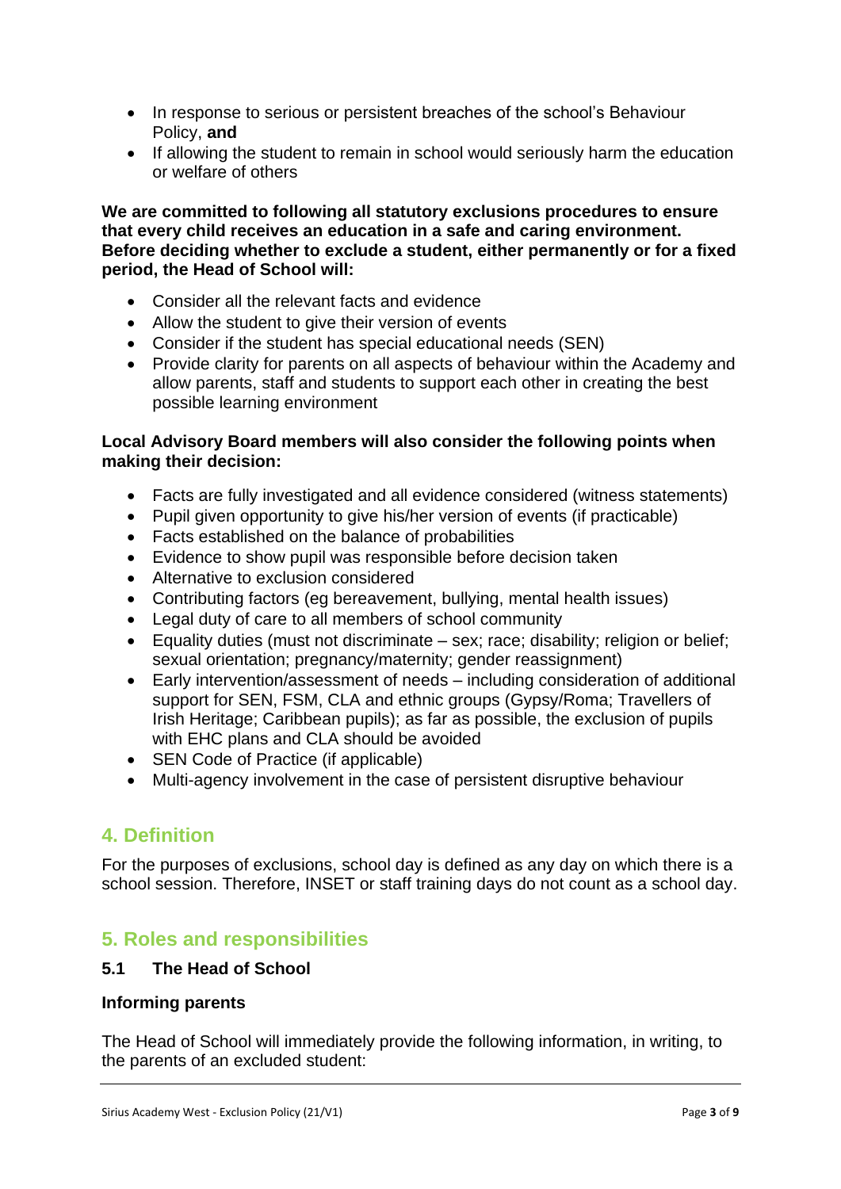- In response to serious or persistent breaches of the school's Behaviour Policy, **and**
- If allowing the student to remain in school would seriously harm the education or welfare of others

**We are committed to following all statutory exclusions procedures to ensure that every child receives an education in a safe and caring environment. Before deciding whether to exclude a student, either permanently or for a fixed period, the Head of School will:**

- Consider all the relevant facts and evidence
- Allow the student to give their version of events
- Consider if the student has special educational needs (SEN)
- Provide clarity for parents on all aspects of behaviour within the Academy and allow parents, staff and students to support each other in creating the best possible learning environment

**Local Advisory Board members will also consider the following points when making their decision:**

- Facts are fully investigated and all evidence considered (witness statements)
- Pupil given opportunity to give his/her version of events (if practicable)
- Facts established on the balance of probabilities
- Evidence to show pupil was responsible before decision taken
- Alternative to exclusion considered
- Contributing factors (eg bereavement, bullying, mental health issues)
- Legal duty of care to all members of school community
- Equality duties (must not discriminate – sex; race; disability; religion or belief; sexual orientation; pregnancy/maternity; gender reassignment)
- Early intervention/assessment of needs – including consideration of additional support for SEN, FSM, CLA and ethnic groups (Gypsy/Roma; Travellers of Irish Heritage; Caribbean pupils); as far as possible, the exclusion of pupils with EHC plans and CLA should be avoided
- SEN Code of Practice (if applicable)
- Multi-agency involvement in the case of persistent disruptive behaviour

## 4. Definition

For the purposes of exclusions, school day is defined as any day on which there is a school session. Therefore, INSET or staff training days do not count as a school day.

## 5. Roles and responsibilities

### 5.1 The Head of School

**Informing parents**

The Head of School will immediately provide the following information, in writing, to the parents of an excluded student: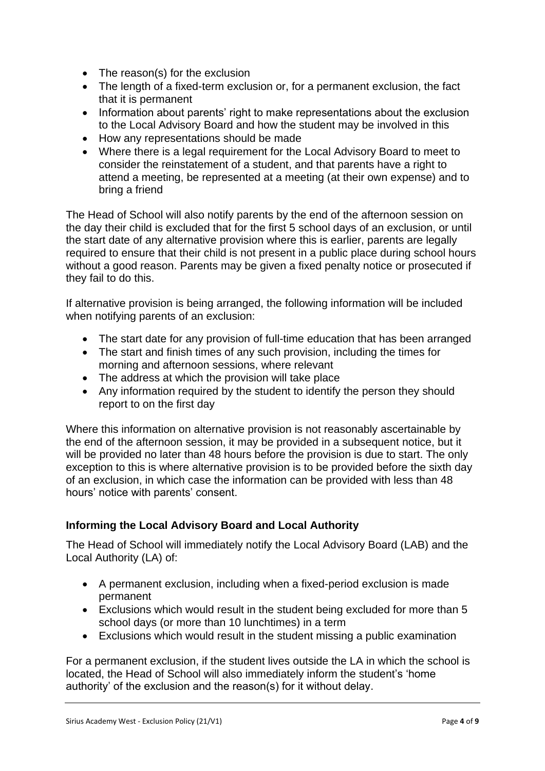- The reason(s) for the exclusion
- The length of a fixed-term exclusion or, for a permanent exclusion, the fact that it is permanent
- Information about parents' right to make representations about the exclusion to the Local Advisory Board and how the student may be involved in this
- How any representations should be made
- Where there is a legal requirement for the Local Advisory Board to meet to consider the reinstatement of a student, and that parents have a right to attend a meeting, be represented at a meeting (at their own expense) and to bring a friend

The Head of School will also notify parents by the end of the afternoon session on the day their child is excluded that for the first 5 school days of an exclusion, or until the start date of any alternative provision where this is earlier, parents are legally required to ensure that their child is not present in a public place during school hours without a good reason. Parents may be given a fixed penalty notice or prosecuted if they fail to do this.

If alternative provision is being arranged, the following information will be included when notifying parents of an exclusion:

- The start date for any provision of full-time education that has been arranged
- The start and finish times of any such provision, including the times for morning and afternoon sessions, where relevant
- The address at which the provision will take place
- Any information required by the student to identify the person they should report to on the first day

Where this information on alternative provision is not reasonably ascertainable by the end of the afternoon session, it may be provided in a subsequent notice, but it will be provided no later than 48 hours before the provision is due to start. The only exception to this is where alternative provision is to be provided before the sixth day of an exclusion, in which case the information can be provided with less than 48 hours' notice with parents' consent.

### Informing the Local Advisory Board and Local Authority

The Head of School will immediately notify the Local Advisory Board (LAB) and the Local Authority (LA) of:

- A permanent exclusion, including when a fixed-period exclusion is made permanent
- Exclusions which would result in the student being excluded for more than 5 school days (or more than 10 lunchtimes) in a term
- Exclusions which would result in the student missing a public examination

For a permanent exclusion, if the student lives outside the LA in which the school is located, the Head of School will also immediately inform the student's 'home authority' of the exclusion and the reason(s) for it without delay.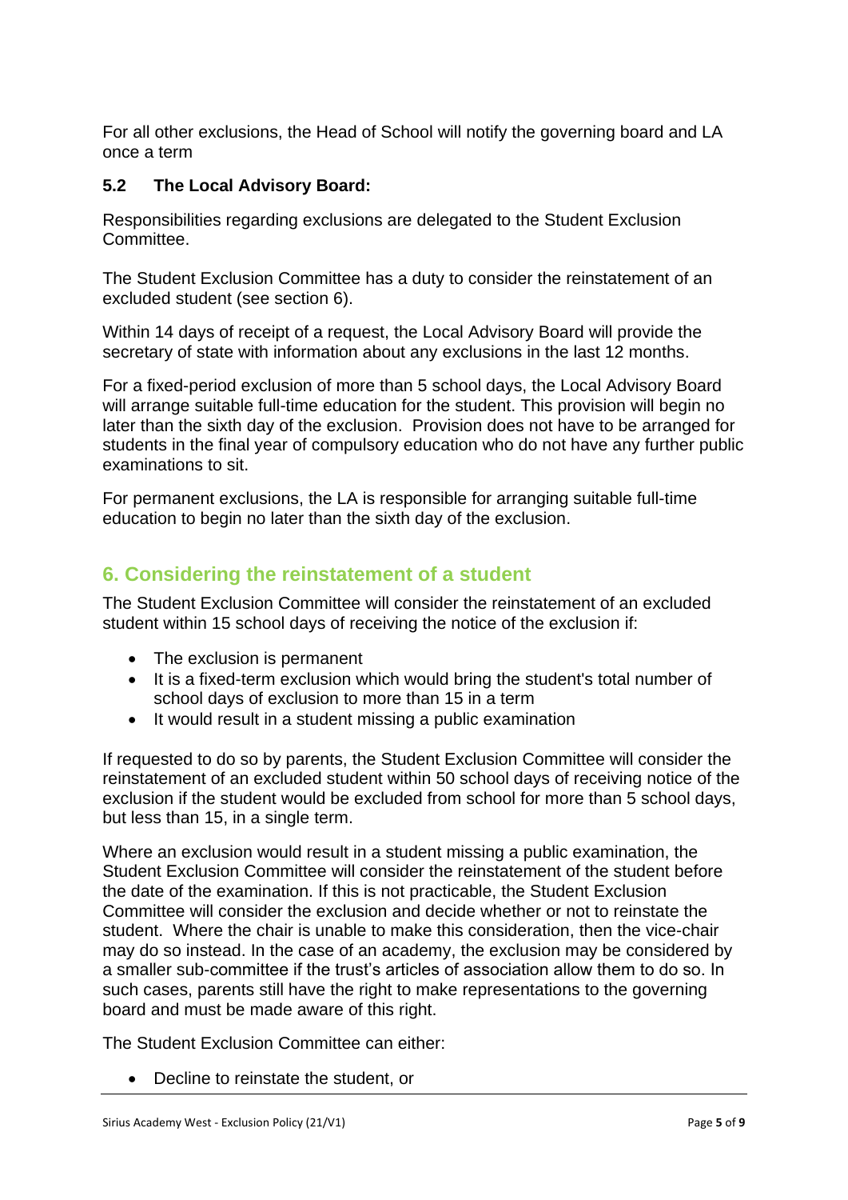For all other exclusions, the Head of School will notify the governing board and LA once a term

### 5.2 The Local Advisory Board:

Responsibilities regarding exclusions are delegated to the Student Exclusion Committee.

The Student Exclusion Committee has a duty to consider the reinstatement of an excluded student (see section 6).

Within 14 days of receipt of a request, the Local Advisory Board will provide the secretary of state with information about any exclusions in the last 12 months.

For a fixed-period exclusion of more than 5 school days, the Local Advisory Board will arrange suitable full-time education for the student. This provision will begin no later than the sixth day of the exclusion. Provision does not have to be arranged for students in the final year of compulsory education who do not have any further public examinations to sit.

For permanent exclusions, the LA is responsible for arranging suitable full-time education to begin no later than the sixth day of the exclusion.

## 6. Considering the reinstatement of a student

The Student Exclusion Committee will consider the reinstatement of an excluded student within 15 school days of receiving the notice of the exclusion if:

- The exclusion is permanent
- It is a fixed-term exclusion which would bring the student's total number of school days of exclusion to more than 15 in a term
- It would result in a student missing a public examination

If requested to do so by parents, the Student Exclusion Committee will consider the reinstatement of an excluded student within 50 school days of receiving notice of the exclusion if the student would be excluded from school for more than 5 school days, but less than 15, in a single term.

Where an exclusion would result in a student missing a public examination, the Student Exclusion Committee will consider the reinstatement of the student before the date of the examination. If this is not practicable, the Student Exclusion Committee will consider the exclusion and decide whether or not to reinstate the student. Where the chair is unable to make this consideration, then the vice-chair may do so instead. In the case of an academy, the exclusion may be considered by a smaller sub-committee if the trust's articles of association allow them to do so. In such cases, parents still have the right to make representations to the governing board and must be made aware of this right.

The Student Exclusion Committee can either:

- Decline to reinstate the student, or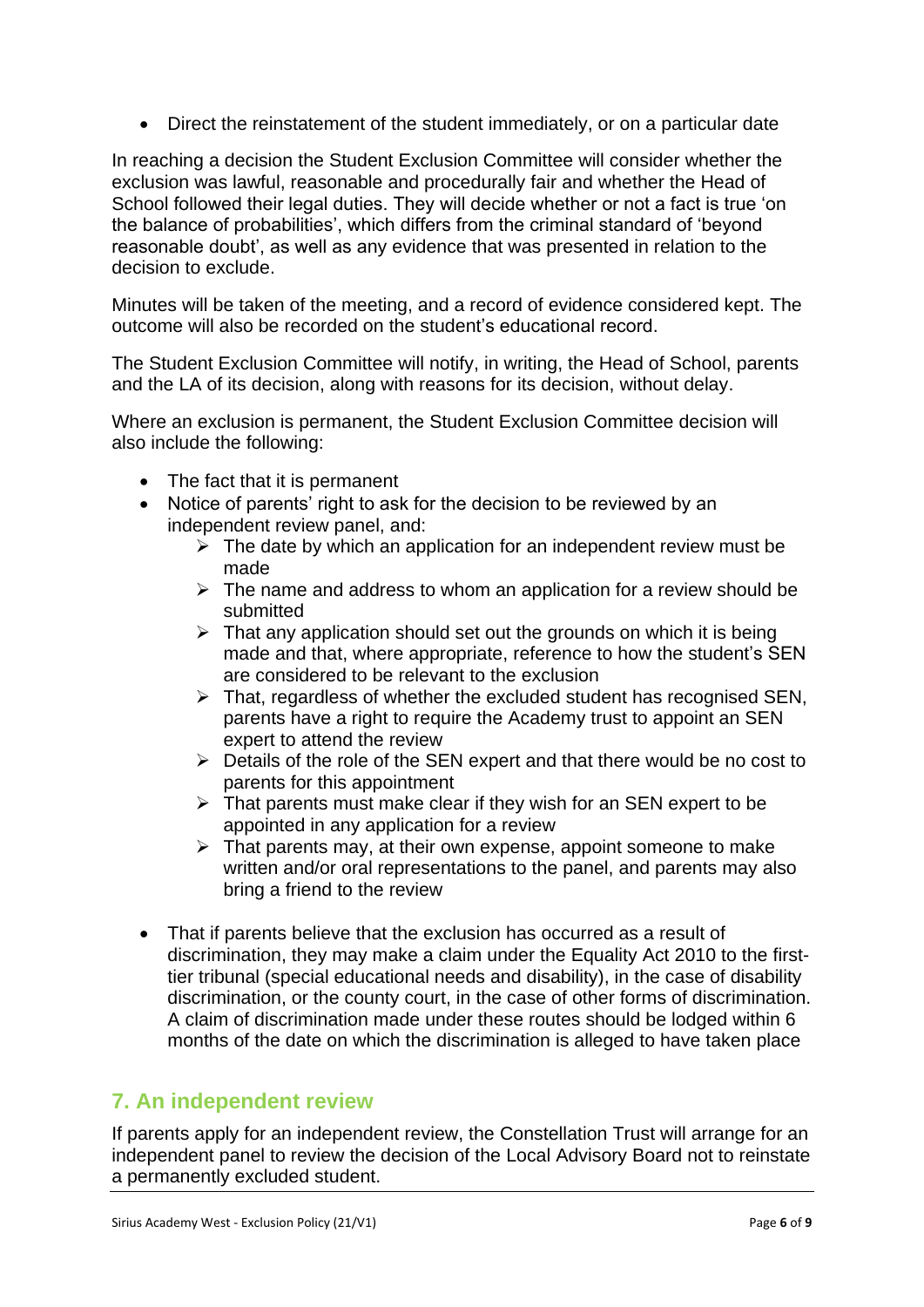- Direct the reinstatement of the student immediately, or on a particular date

In reaching a decision the Student Exclusion Committee will consider whether the exclusion was lawful, reasonable and procedurally fair and whether the Head of School followed their legal duties. They will decide whether or not a fact is true 'on the balance of probabilities', which differs from the criminal standard of 'beyond reasonable doubt', as well as any evidence that was presented in relation to the decision to exclude.

Minutes will be taken of the meeting, and a record of evidence considered kept. The outcome will also be recorded on the student's educational record.

The Student Exclusion Committee will notify, in writing, the Head of School, parents and the LA of its decision, along with reasons for its decision, without delay.

Where an exclusion is permanent, the Student Exclusion Committee decision will also include the following:

- The fact that it is permanent
- Notice of parents' right to ask for the decision to be reviewed by an independent review panel, and:
  - The date by which an application for an independent review must be made
  - The name and address to whom an application for a review should be submitted
  - That any application should set out the grounds on which it is being made and that, where appropriate, reference to how the student's SEN are considered to be relevant to the exclusion
  - That, regardless of whether the excluded student has recognised SEN, parents have a right to require the Academy trust to appoint an SEN expert to attend the review
  - Details of the role of the SEN expert and that there would be no cost to parents for this appointment
  - That parents must make clear if they wish for an SEN expert to be appointed in any application for a review
  - That parents may, at their own expense, appoint someone to make written and/or oral representations to the panel, and parents may also bring a friend to the review
- That if parents believe that the exclusion has occurred as a result of discrimination, they may make a claim under the Equality Act 2010 to the first-tier tribunal (special educational needs and disability), in the case of disability discrimination, or the county court, in the case of other forms of discrimination. A claim of discrimination made under these routes should be lodged within 6 months of the date on which the discrimination is alleged to have taken place

## 7. An independent review

If parents apply for an independent review, the Constellation Trust will arrange for an independent panel to review the decision of the Local Advisory Board not to reinstate a permanently excluded student.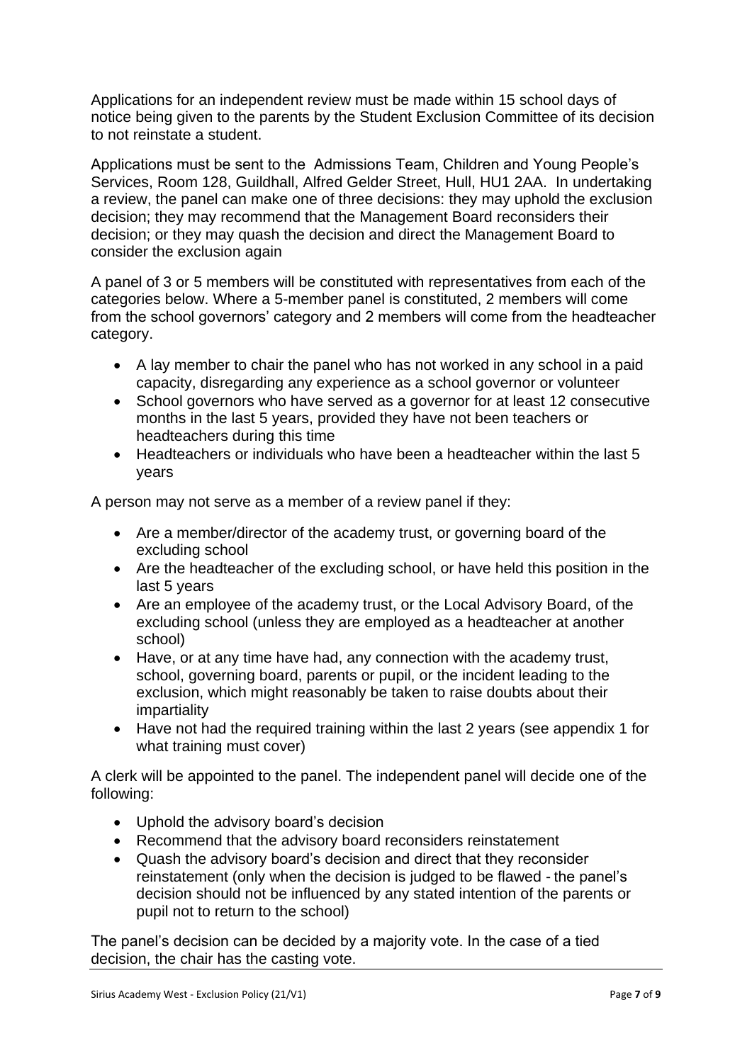Applications for an independent review must be made within 15 school days of notice being given to the parents by the Student Exclusion Committee of its decision to not reinstate a student.

Applications must be sent to the Admissions Team, Children and Young People's Services, Room 128, Guildhall, Alfred Gelder Street, Hull, HU1 2AA. In undertaking a review, the panel can make one of three decisions: they may uphold the exclusion decision; they may recommend that the Management Board reconsiders their decision; or they may quash the decision and direct the Management Board to consider the exclusion again

A panel of 3 or 5 members will be constituted with representatives from each of the categories below. Where a 5-member panel is constituted, 2 members will come from the school governors' category and 2 members will come from the headteacher category.

- A lay member to chair the panel who has not worked in any school in a paid capacity, disregarding any experience as a school governor or volunteer
- School governors who have served as a governor for at least 12 consecutive months in the last 5 years, provided they have not been teachers or headteachers during this time
- Headteachers or individuals who have been a headteacher within the last 5 years

A person may not serve as a member of a review panel if they:

- Are a member/director of the academy trust, or governing board of the excluding school
- Are the headteacher of the excluding school, or have held this position in the last 5 years
- Are an employee of the academy trust, or the Local Advisory Board, of the excluding school (unless they are employed as a headteacher at another school)
- Have, or at any time have had, any connection with the academy trust, school, governing board, parents or pupil, or the incident leading to the exclusion, which might reasonably be taken to raise doubts about their impartiality
- Have not had the required training within the last 2 years (see appendix 1 for what training must cover)

A clerk will be appointed to the panel. The independent panel will decide one of the following:

- Uphold the advisory board's decision
- Recommend that the advisory board reconsiders reinstatement
- Quash the advisory board's decision and direct that they reconsider reinstatement (only when the decision is judged to be flawed - the panel's decision should not be influenced by any stated intention of the parents or pupil not to return to the school)

The panel's decision can be decided by a majority vote. In the case of a tied decision, the chair has the casting vote.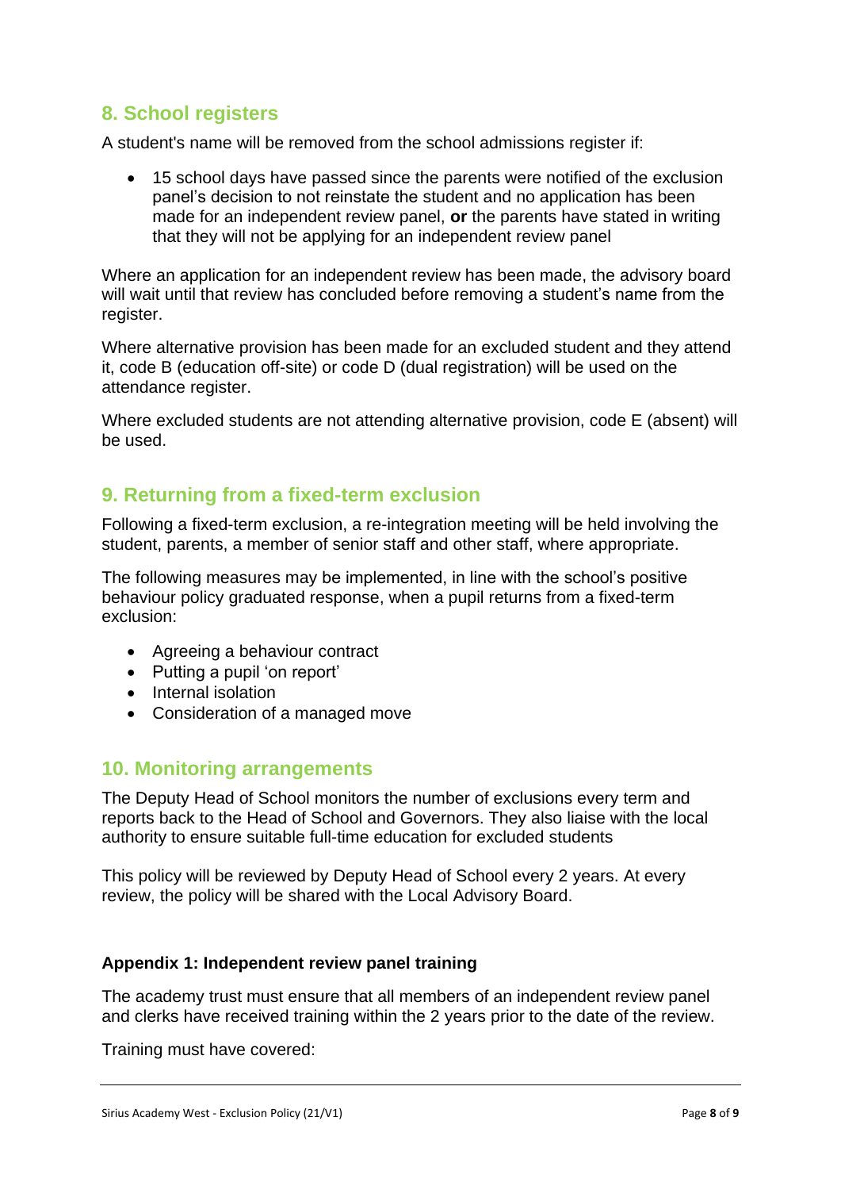## 8. School registers

A student's name will be removed from the school admissions register if:

- 15 school days have passed since the parents were notified of the exclusion panel's decision to not reinstate the student and no application has been made for an independent review panel, **or** the parents have stated in writing that they will not be applying for an independent review panel

Where an application for an independent review has been made, the advisory board will wait until that review has concluded before removing a student's name from the register.

Where alternative provision has been made for an excluded student and they attend it, code B (education off-site) or code D (dual registration) will be used on the attendance register.

Where excluded students are not attending alternative provision, code E (absent) will be used.

## 9. Returning from a fixed-term exclusion

Following a fixed-term exclusion, a re-integration meeting will be held involving the student, parents, a member of senior staff and other staff, where appropriate.

The following measures may be implemented, in line with the school's positive behaviour policy graduated response, when a pupil returns from a fixed-term exclusion:

- Agreeing a behaviour contract
- Putting a pupil 'on report'
- Internal isolation
- Consideration of a managed move

## 10. Monitoring arrangements

The Deputy Head of School monitors the number of exclusions every term and reports back to the Head of School and Governors. They also liaise with the local authority to ensure suitable full-time education for excluded students

This policy will be reviewed by Deputy Head of School every 2 years. At every review, the policy will be shared with the Local Advisory Board.

**Appendix 1: Independent review panel training**

The academy trust must ensure that all members of an independent review panel and clerks have received training within the 2 years prior to the date of the review.

Training must have covered: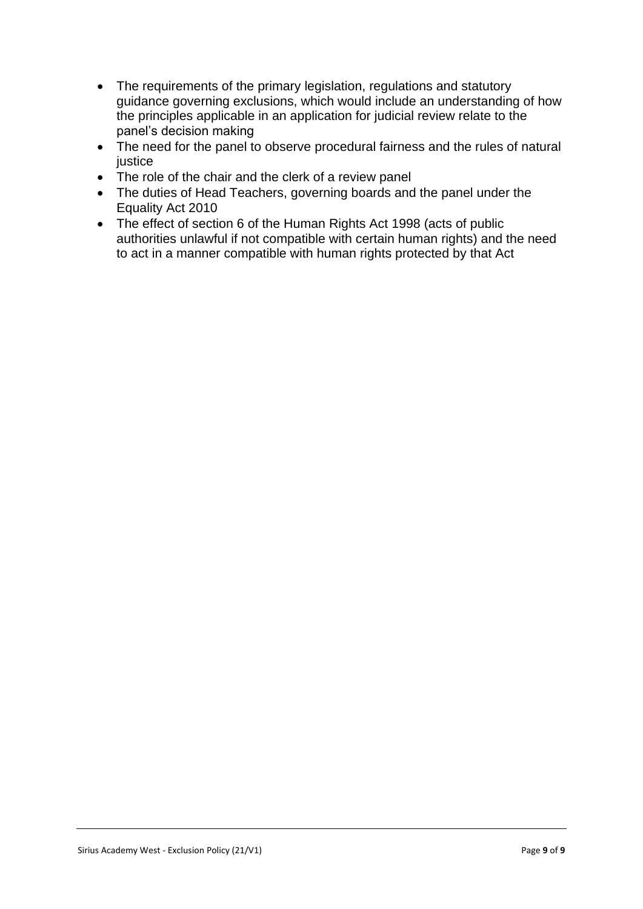- The requirements of the primary legislation, regulations and statutory guidance governing exclusions, which would include an understanding of how the principles applicable in an application for judicial review relate to the panel's decision making
- The need for the panel to observe procedural fairness and the rules of natural justice
- The role of the chair and the clerk of a review panel
- The duties of Head Teachers, governing boards and the panel under the Equality Act 2010
- The effect of section 6 of the Human Rights Act 1998 (acts of public authorities unlawful if not compatible with certain human rights) and the need to act in a manner compatible with human rights protected by that Act